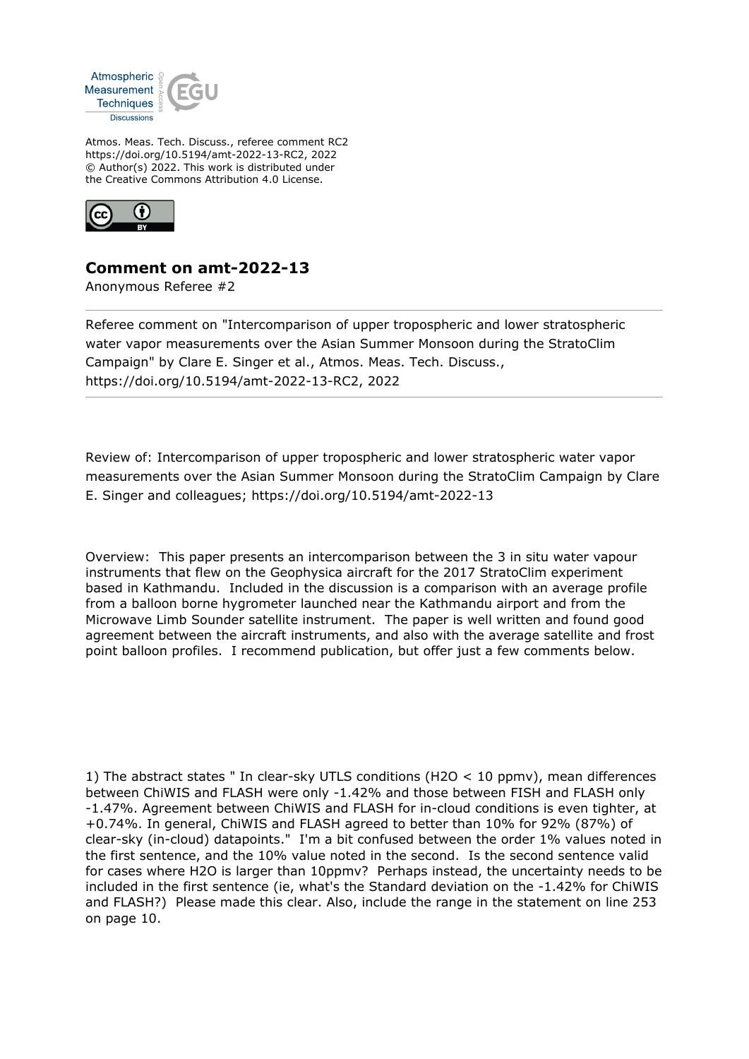Atmospheric Measurement Techniques Discussions

Atmos. Meas. Tech. Discuss., referee comment RC2
https://doi.org/10.5194/amt-2022-13-RC2, 2022
© Author(s) 2022. This work is distributed under
the Creative Commons Attribution 4.0 License.

# Comment on amt-2022-13

Anonymous Referee #2

---

Referee comment on "Intercomparison of upper tropospheric and lower stratospheric water vapor measurements over the Asian Summer Monsoon during the StratoClim Campaign" by Clare E. Singer et al., Atmos. Meas. Tech. Discuss., https://doi.org/10.5194/amt-2022-13-RC2, 2022

---

Review of: Intercomparison of upper tropospheric and lower stratospheric water vapor measurements over the Asian Summer Monsoon during the StratoClim Campaign by Clare E. Singer and colleagues; https://doi.org/10.5194/amt-2022-13

Overview: This paper presents an intercomparison between the 3 in situ water vapour instruments that flew on the Geophysica aircraft for the 2017 StratoClim experiment based in Kathmandu. Included in the discussion is a comparison with an average profile from a balloon borne hygrometer launched near the Kathmandu airport and from the Microwave Limb Sounder satellite instrument. The paper is well written and found good agreement between the aircraft instruments, and also with the average satellite and frost point balloon profiles. I recommend publication, but offer just a few comments below.

1) The abstract states " In clear-sky UTLS conditions ($H_2O$ < 10 ppmv), mean differences between ChiWIS and FLASH were only -1.42% and those between FISH and FLASH only -1.47%. Agreement between ChiWIS and FLASH for in-cloud conditions is even tighter, at +0.74%. In general, ChiWIS and FLASH agreed to better than 10% for 92% (87%) of clear-sky (in-cloud) datapoints." I'm a bit confused between the order 1% values noted in the first sentence, and the 10% value noted in the second. Is the second sentence valid for cases where $H_2O$ is larger than 10ppmv? Perhaps instead, the uncertainty needs to be included in the first sentence (ie, what's the Standard deviation on the -1.42% for ChiWIS and FLASH?) Please made this clear. Also, include the range in the statement on line 253 on page 10.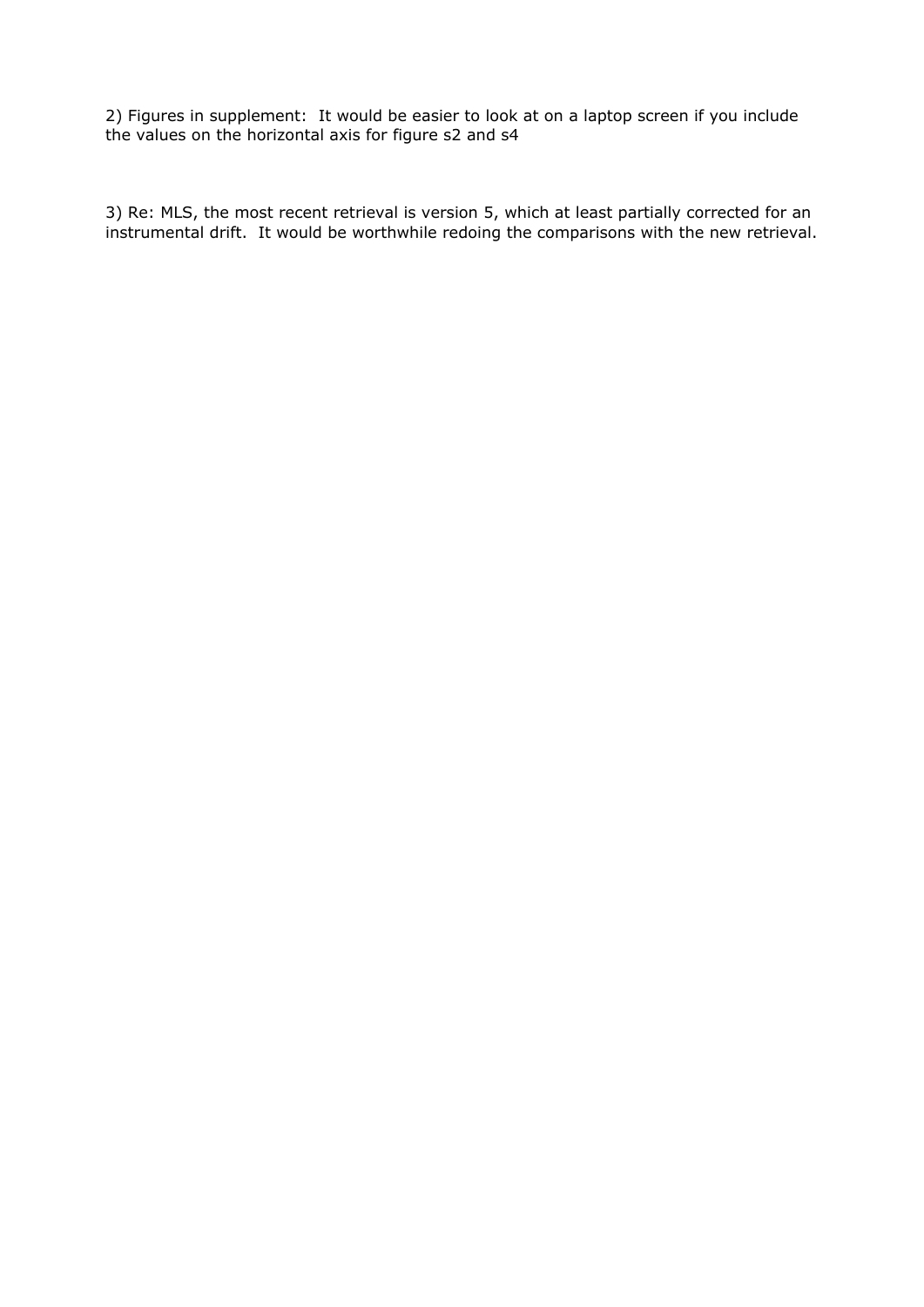2) Figures in supplement: It would be easier to look at on a laptop screen if you include the values on the horizontal axis for figure s2 and s4

3) Re: MLS, the most recent retrieval is version 5, which at least partially corrected for an instrumental drift. It would be worthwhile redoing the comparisons with the new retrieval.